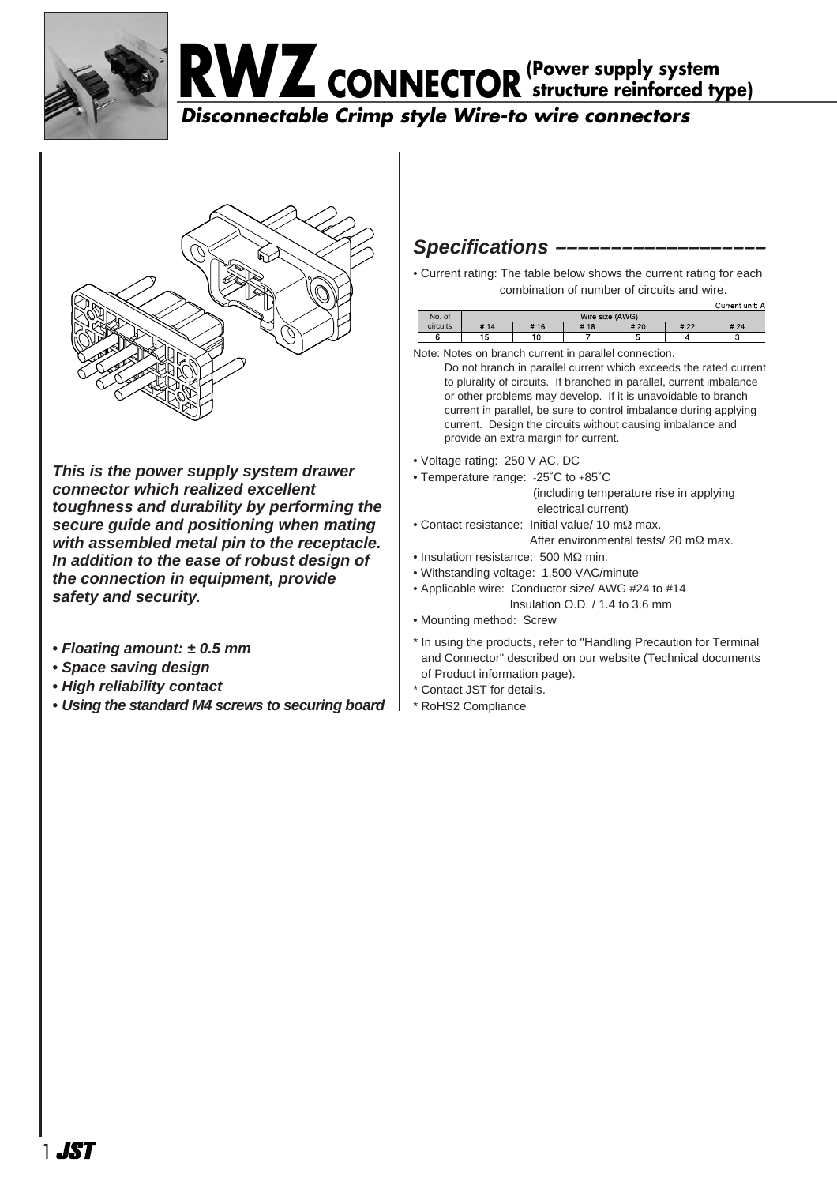# RWZ CONNECTOR (Power supply system structure reinforced type)

## *Disconnectable Crimp style Wire-to wire connectors*

***This is the power supply system drawer connector which realized excellent toughness and durability by performing the secure guide and positioning when mating with assembled metal pin to the receptacle. In addition to the ease of robust design of the connection in equipment, provide safety and security.***

- ***Floating amount: ± 0.5 mm***
- ***Space saving design***
- ***High reliability contact***
- ***Using the standard M4 screws to securing board***

## *Specifications*

- Current rating: The table below shows the current rating for each combination of number of circuits and wire.

Current unit: A

| No. of circuits | Wire size (AWG) | | | | | |
|---|---|---|---|---|---|---|
| | # 14 | # 16 | # 18 | # 20 | # 22 | # 24 |
| 6 | 15 | 10 | 7 | 5 | 4 | 3 |

Note: Notes on branch current in parallel connection.
Do not branch in parallel current which exceeds the rated current to plurality of circuits. If branched in parallel, current imbalance or other problems may develop. If it is unavoidable to branch current in parallel, be sure to control imbalance during applying current. Design the circuits without causing imbalance and provide an extra margin for current.

- Voltage rating: 250 V AC, DC
- Temperature range: -25˚C to +85˚C (including temperature rise in applying electrical current)
- Contact resistance: Initial value/ 10 mΩ max.
  After environmental tests/ 20 mΩ max.
- Insulation resistance: 500 MΩ min.
- Withstanding voltage: 1,500 VAC/minute
- Applicable wire: Conductor size/ AWG #24 to #14
  Insulation O.D. / 1.4 to 3.6 mm
- Mounting method: Screw

\* In using the products, refer to "Handling Precaution for Terminal and Connector" described on our website (Technical documents of Product information page).
\* Contact JST for details.
\* RoHS2 Compliance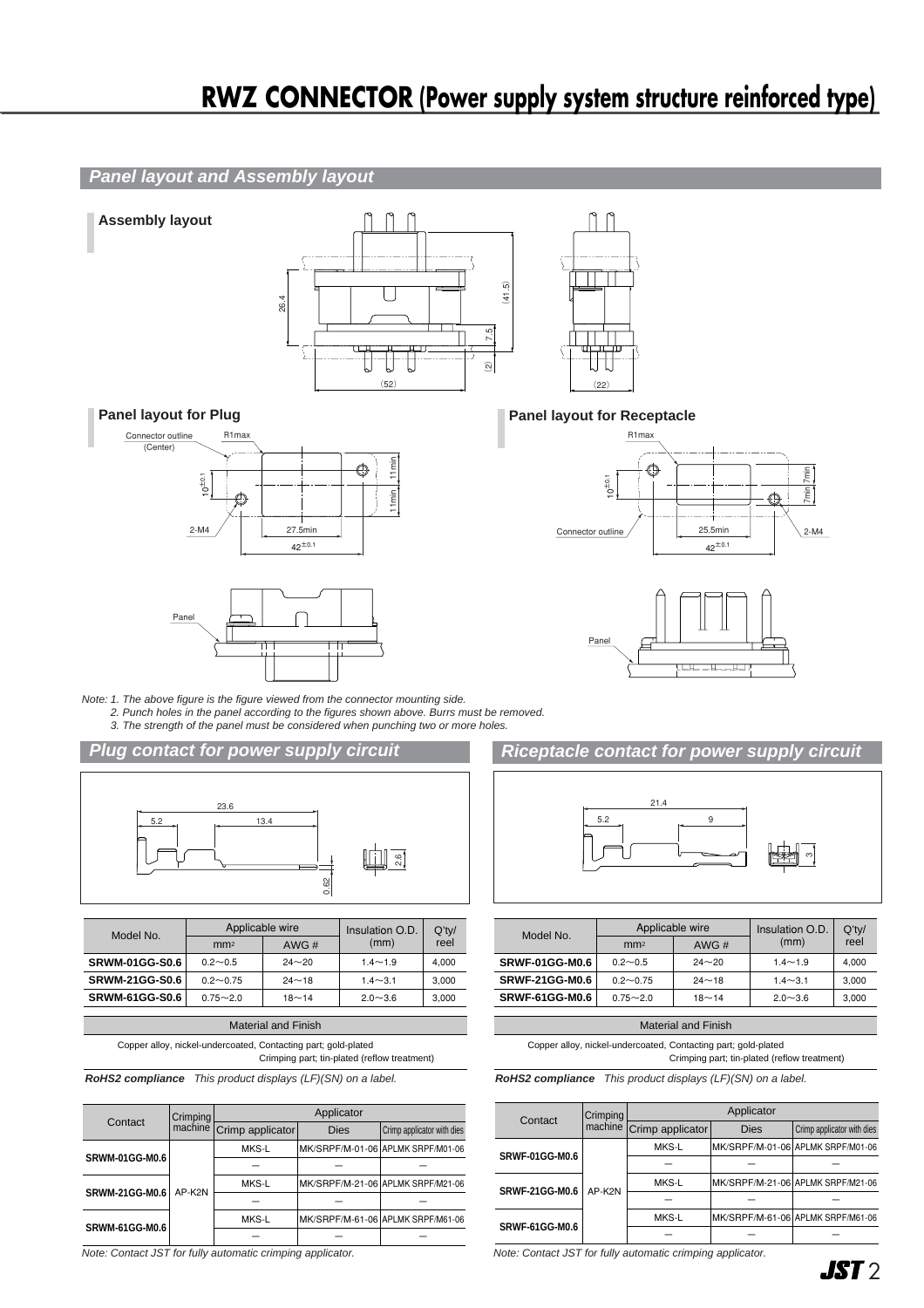# RWZ CONNECTOR (Power supply system structure reinforced type)

## Panel layout and Assembly layout

### Assembly layout

### Panel layout for Plug

### Panel layout for Receptacle

Note: 1. The above figure is the figure viewed from the connector mounting side.
2. Punch holes in the panel according to the figures shown above. Burrs must be removed.
3. The strength of the panel must be considered when punching two or more holes.

## Plug contact for power supply circuit

| Model No. | Applicable wire | | Insulation O.D. (mm) | Q'ty/ reel |
|---|---|---|---|---|
| | mm² | AWG # | | |
| **SRWM-01GG-S0.6** | 0.2～0.5 | 24～20 | 1.4～1.9 | 4,000 |
| **SRWM-21GG-S0.6** | 0.2～0.75 | 24～18 | 1.4～3.1 | 3,000 |
| **SRWM-61GG-S0.6** | 0.75～2.0 | 18～14 | 2.0～3.6 | 3,000 |

| Material and Finish |
|---|
| Copper alloy, nickel-undercoated, Contacting part; gold-plated Crimping part; tin-plated (reflow treatment) |

***RoHS2 compliance*** *This product displays (LF)(SN) on a label.*

| Contact | Crimping machine | Applicator | | |
|---|---|---|---|---|
| | | Crimp applicator | Dies | Crimp applicator with dies |
| SRWM-01GG-M0.6 | AP-K2N | MKS-L | MK/SRPF/M-01-06 | APLMK SRPF/M01-06 |
| | | – | – | – |
| SRWM-21GG-M0.6 | | MKS-L | MK/SRPF/M-21-06 | APLMK SRPF/M21-06 |
| | | – | – | – |
| SRWM-61GG-M0.6 | | MKS-L | MK/SRPF/M-61-06 | APLMK SRPF/M61-06 |
| | | – | – | – |

*Note: Contact JST for fully automatic crimping applicator.*

## Riceptacle contact for power supply circuit

| Model No. | Applicable wire | | Insulation O.D. (mm) | Q'ty/ reel |
|---|---|---|---|---|
| | mm² | AWG # | | |
| **SRWF-01GG-M0.6** | 0.2～0.5 | 24～20 | 1.4～1.9 | 4,000 |
| **SRWF-21GG-M0.6** | 0.2～0.75 | 24～18 | 1.4～3.1 | 3,000 |
| **SRWF-61GG-M0.6** | 0.75～2.0 | 18～14 | 2.0～3.6 | 3,000 |

| Material and Finish |
|---|
| Copper alloy, nickel-undercoated, Contacting part; gold-plated Crimping part; tin-plated (reflow treatment) |

***RoHS2 compliance*** *This product displays (LF)(SN) on a label.*

| Contact | Crimping machine | Applicator | | |
|---|---|---|---|---|
| | | Crimp applicator | Dies | Crimp applicator with dies |
| SRWF-01GG-M0.6 | AP-K2N | MKS-L | MK/SRPF/M-01-06 | APLMK SRPF/M01-06 |
| | | – | – | – |
| SRWF-21GG-M0.6 | | MKS-L | MK/SRPF/M-21-06 | APLMK SRPF/M21-06 |
| | | – | – | – |
| SRWF-61GG-M0.6 | | MKS-L | MK/SRPF/M-61-06 | APLMK SRPF/M61-06 |
| | | – | – | – |

*Note: Contact JST for fully automatic crimping applicator.*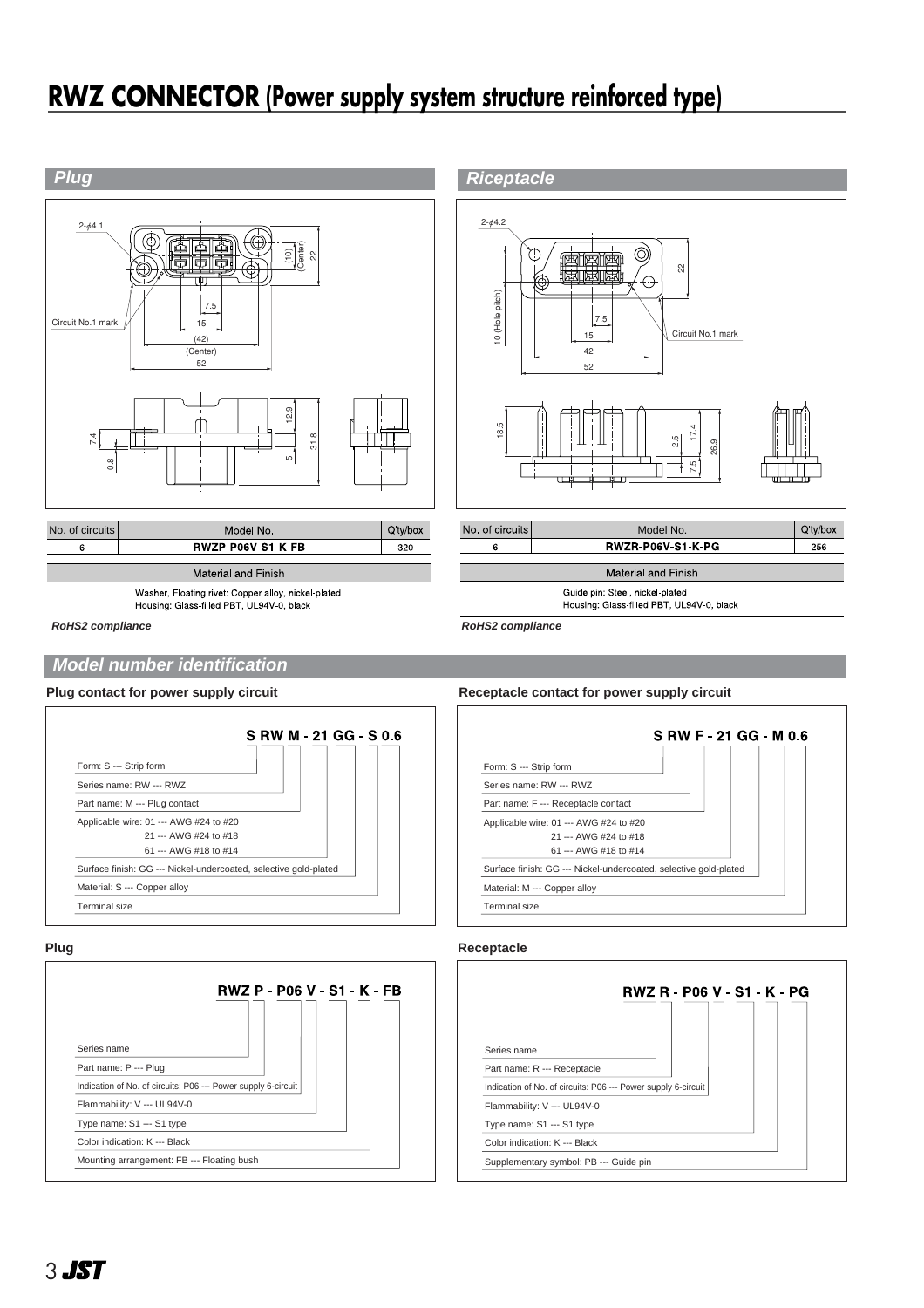# RWZ CONNECTOR (Power supply system structure reinforced type)

## Plug

2-ϕ4.1

Circuit No.1 mark

(10) (Center) 22

7.5

15

(42) (Center)

52

7.4

0.8

12.9

31.8

5

| No. of circuits | Model No. | Q'ty/box |
|---|---|---|
| 6 | RWZP-P06V-S1-K-FB | 320 |

| Material and Finish |
|---|
| Washer, Floating rivet: Copper alloy, nickel-plated<br>Housing: Glass-filled PBT, UL94V-0, black |

*RoHS2 compliance*

## Riceptacle

2-ϕ4.2

10 (Hole pitch)

22

7.5

15

42

52

Circuit No.1 mark

18.5

2.5

17.4

26.9

7.5

| No. of circuits | Model No. | Q'ty/box |
|---|---|---|
| 6 | RWZR-P06V-S1-K-PG | 256 |

| Material and Finish |
|---|
| Guide pin: Steel, nickel-plated<br>Housing: Glass-filled PBT, UL94V-0, black |

*RoHS2 compliance*

## Model number identification

### Plug contact for power supply circuit

**S RW M - 21 GG - S 0.6**

- Form: S --- Strip form
- Series name: RW --- RWZ
- Part name: M --- Plug contact
- Applicable wire: 01 --- AWG #24 to #20
  - 21 --- AWG #24 to #18
  - 61 --- AWG #18 to #14
- Surface finish: GG --- Nickel-undercoated, selective gold-plated
- Material: S --- Copper alloy
- Terminal size

### Receptacle contact for power supply circuit

**S RW F - 21 GG - M 0.6**

- Form: S --- Strip form
- Series name: RW --- RWZ
- Part name: F --- Receptacle contact
- Applicable wire: 01 --- AWG #24 to #20
  - 21 --- AWG #24 to #18
  - 61 --- AWG #18 to #14
- Surface finish: GG --- Nickel-undercoated, selective gold-plated
- Material: M --- Copper alloy
- Terminal size

### Plug

**RWZ P - P06 V - S1 - K - FB**

- Series name
- Part name: P --- Plug
- Indication of No. of circuits: P06 --- Power supply 6-circuit
- Flammability: V --- UL94V-0
- Type name: S1 --- S1 type
- Color indication: K --- Black
- Mounting arrangement: FB --- Floating bush

### Receptacle

**RWZ R - P06 V - S1 - K - PG**

- Series name
- Part name: R --- Receptacle
- Indication of No. of circuits: P06 --- Power supply 6-circuit
- Flammability: V --- UL94V-0
- Type name: S1 --- S1 type
- Color indication: K --- Black
- Supplementary symbol: PB --- Guide pin